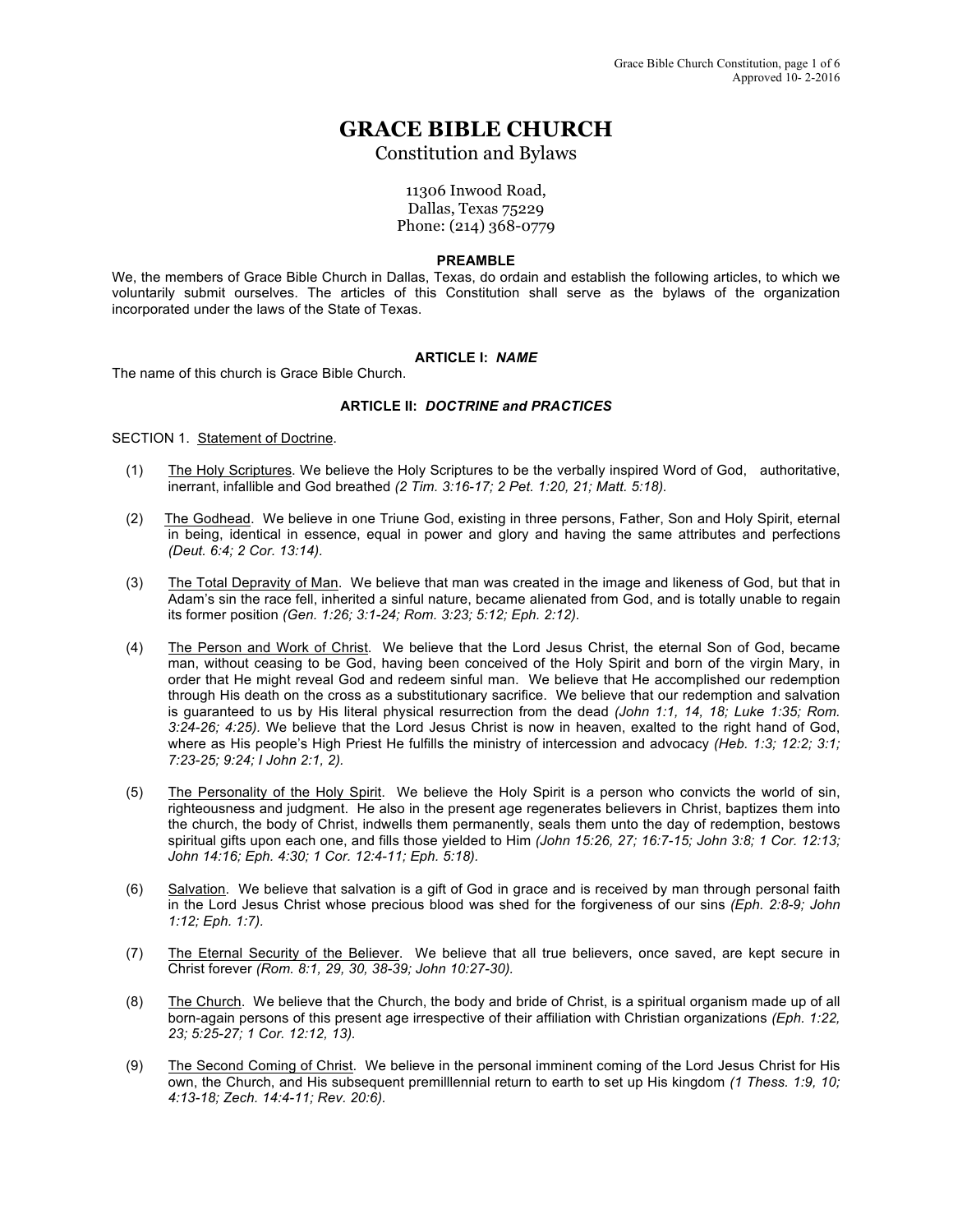# GRACE BIBLE CHURCH

Constitution and Bylaws

11306 Inwood Road,
Dallas, Texas 75229
Phone: (214) 368-0779

## PREAMBLE

We, the members of Grace Bible Church in Dallas, Texas, do ordain and establish the following articles, to which we voluntarily submit ourselves. The articles of this Constitution shall serve as the bylaws of the organization incorporated under the laws of the State of Texas.

## ARTICLE I: *NAME*

The name of this church is Grace Bible Church.

## ARTICLE II: *DOCTRINE and PRACTICES*

SECTION 1. Statement of Doctrine.

(1) The Holy Scriptures. We believe the Holy Scriptures to be the verbally inspired Word of God, authoritative, inerrant, infallible and God breathed *(2 Tim. 3:16-17; 2 Pet. 1:20, 21; Matt. 5:18).*

(2) The Godhead. We believe in one Triune God, existing in three persons, Father, Son and Holy Spirit, eternal in being, identical in essence, equal in power and glory and having the same attributes and perfections *(Deut. 6:4; 2 Cor. 13:14).*

(3) The Total Depravity of Man. We believe that man was created in the image and likeness of God, but that in Adam's sin the race fell, inherited a sinful nature, became alienated from God, and is totally unable to regain its former position *(Gen. 1:26; 3:1-24; Rom. 3:23; 5:12; Eph. 2:12).*

(4) The Person and Work of Christ. We believe that the Lord Jesus Christ, the eternal Son of God, became man, without ceasing to be God, having been conceived of the Holy Spirit and born of the virgin Mary, in order that He might reveal God and redeem sinful man. We believe that He accomplished our redemption through His death on the cross as a substitutionary sacrifice. We believe that our redemption and salvation is guaranteed to us by His literal physical resurrection from the dead *(John 1:1, 14, 18; Luke 1:35; Rom. 3:24-26; 4:25).* We believe that the Lord Jesus Christ is now in heaven, exalted to the right hand of God, where as His people's High Priest He fulfills the ministry of intercession and advocacy *(Heb. 1:3; 12:2; 3:1; 7:23-25; 9:24; I John 2:1, 2).*

(5) The Personality of the Holy Spirit. We believe the Holy Spirit is a person who convicts the world of sin, righteousness and judgment. He also in the present age regenerates believers in Christ, baptizes them into the church, the body of Christ, indwells them permanently, seals them unto the day of redemption, bestows spiritual gifts upon each one, and fills those yielded to Him *(John 15:26, 27; 16:7-15; John 3:8; 1 Cor. 12:13; John 14:16; Eph. 4:30; 1 Cor. 12:4-11; Eph. 5:18).*

(6) Salvation. We believe that salvation is a gift of God in grace and is received by man through personal faith in the Lord Jesus Christ whose precious blood was shed for the forgiveness of our sins *(Eph. 2:8-9; John 1:12; Eph. 1:7).*

(7) The Eternal Security of the Believer. We believe that all true believers, once saved, are kept secure in Christ forever *(Rom. 8:1, 29, 30, 38-39; John 10:27-30).*

(8) The Church. We believe that the Church, the body and bride of Christ, is a spiritual organism made up of all born-again persons of this present age irrespective of their affiliation with Christian organizations *(Eph. 1:22, 23; 5:25-27; 1 Cor. 12:12, 13).*

(9) The Second Coming of Christ. We believe in the personal imminent coming of the Lord Jesus Christ for His own, the Church, and His subsequent premilllennial return to earth to set up His kingdom *(1 Thess. 1:9, 10; 4:13-18; Zech. 14:4-11; Rev. 20:6).*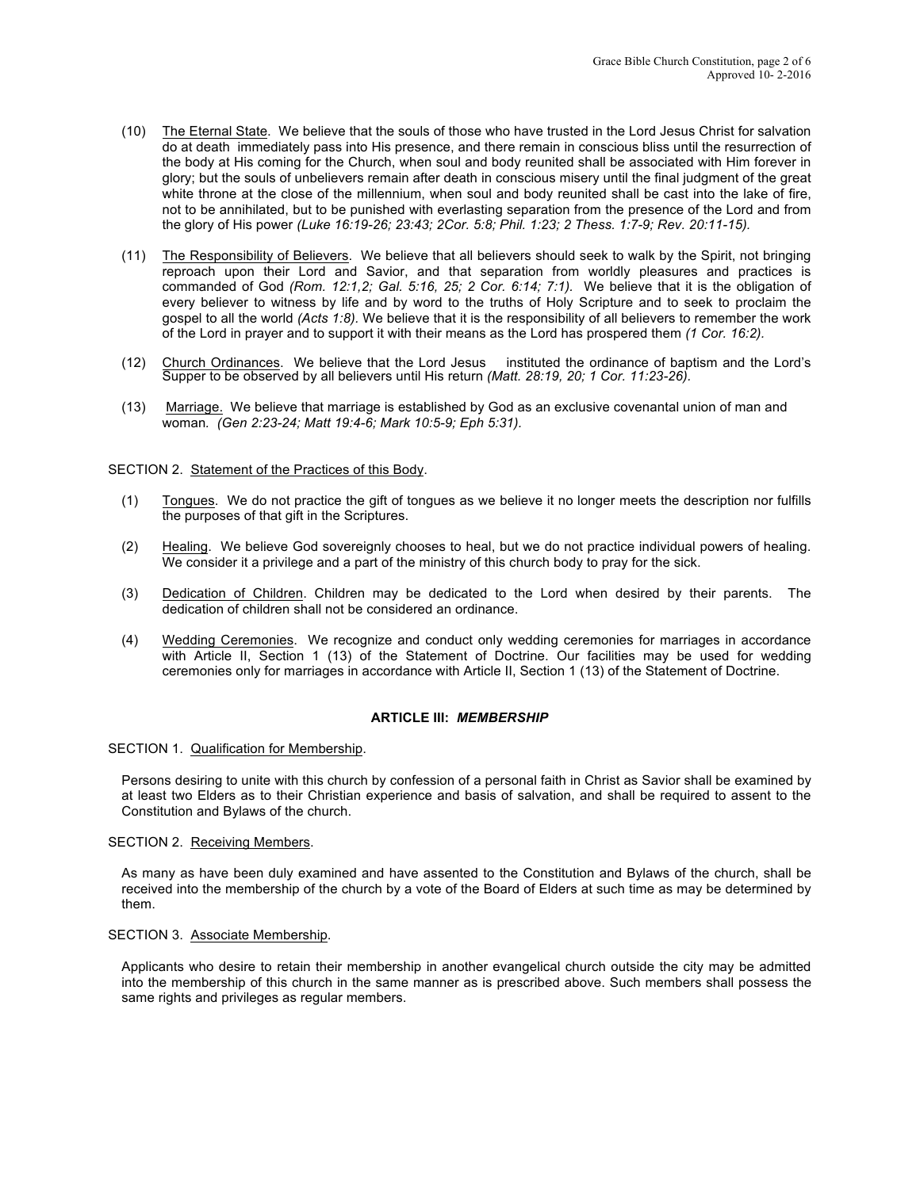(10) <u>The Eternal State</u>. We believe that the souls of those who have trusted in the Lord Jesus Christ for salvation do at death immediately pass into His presence, and there remain in conscious bliss until the resurrection of the body at His coming for the Church, when soul and body reunited shall be associated with Him forever in glory; but the souls of unbelievers remain after death in conscious misery until the final judgment of the great white throne at the close of the millennium, when soul and body reunited shall be cast into the lake of fire, not to be annihilated, but to be punished with everlasting separation from the presence of the Lord and from the glory of His power *(Luke 16:19-26; 23:43; 2Cor. 5:8; Phil. 1:23; 2 Thess. 1:7-9; Rev. 20:11-15).*

(11) <u>The Responsibility of Believers</u>. We believe that all believers should seek to walk by the Spirit, not bringing reproach upon their Lord and Savior, and that separation from worldly pleasures and practices is commanded of God *(Rom. 12:1,2; Gal. 5:16, 25; 2 Cor. 6:14; 7:1).* We believe that it is the obligation of every believer to witness by life and by word to the truths of Holy Scripture and to seek to proclaim the gospel to all the world *(Acts 1:8).* We believe that it is the responsibility of all believers to remember the work of the Lord in prayer and to support it with their means as the Lord has prospered them *(1 Cor. 16:2).*

(12) <u>Church Ordinances</u>. We believe that the Lord Jesus instituted the ordinance of baptism and the Lord's Supper to be observed by all believers until His return *(Matt. 28:19, 20; 1 Cor. 11:23-26).*

(13) <u>Marriage.</u> We believe that marriage is established by God as an exclusive covenantal union of man and woman*. (Gen 2:23-24; Matt 19:4-6; Mark 10:5-9; Eph 5:31).*

SECTION 2. <u>Statement of the Practices of this Body</u>.

(1) <u>Tongues</u>. We do not practice the gift of tongues as we believe it no longer meets the description nor fulfills the purposes of that gift in the Scriptures.

(2) <u>Healing</u>. We believe God sovereignly chooses to heal, but we do not practice individual powers of healing. We consider it a privilege and a part of the ministry of this church body to pray for the sick.

(3) <u>Dedication of Children</u>. Children may be dedicated to the Lord when desired by their parents. The dedication of children shall not be considered an ordinance.

(4) <u>Wedding Ceremonies</u>. We recognize and conduct only wedding ceremonies for marriages in accordance with Article II, Section 1 (13) of the Statement of Doctrine. Our facilities may be used for wedding ceremonies only for marriages in accordance with Article II, Section 1 (13) of the Statement of Doctrine.

## ARTICLE III: *MEMBERSHIP*

SECTION 1. <u>Qualification for Membership</u>.

Persons desiring to unite with this church by confession of a personal faith in Christ as Savior shall be examined by at least two Elders as to their Christian experience and basis of salvation, and shall be required to assent to the Constitution and Bylaws of the church.

SECTION 2. <u>Receiving Members</u>.

As many as have been duly examined and have assented to the Constitution and Bylaws of the church, shall be received into the membership of the church by a vote of the Board of Elders at such time as may be determined by them.

SECTION 3. <u>Associate Membership</u>.

Applicants who desire to retain their membership in another evangelical church outside the city may be admitted into the membership of this church in the same manner as is prescribed above. Such members shall possess the same rights and privileges as regular members.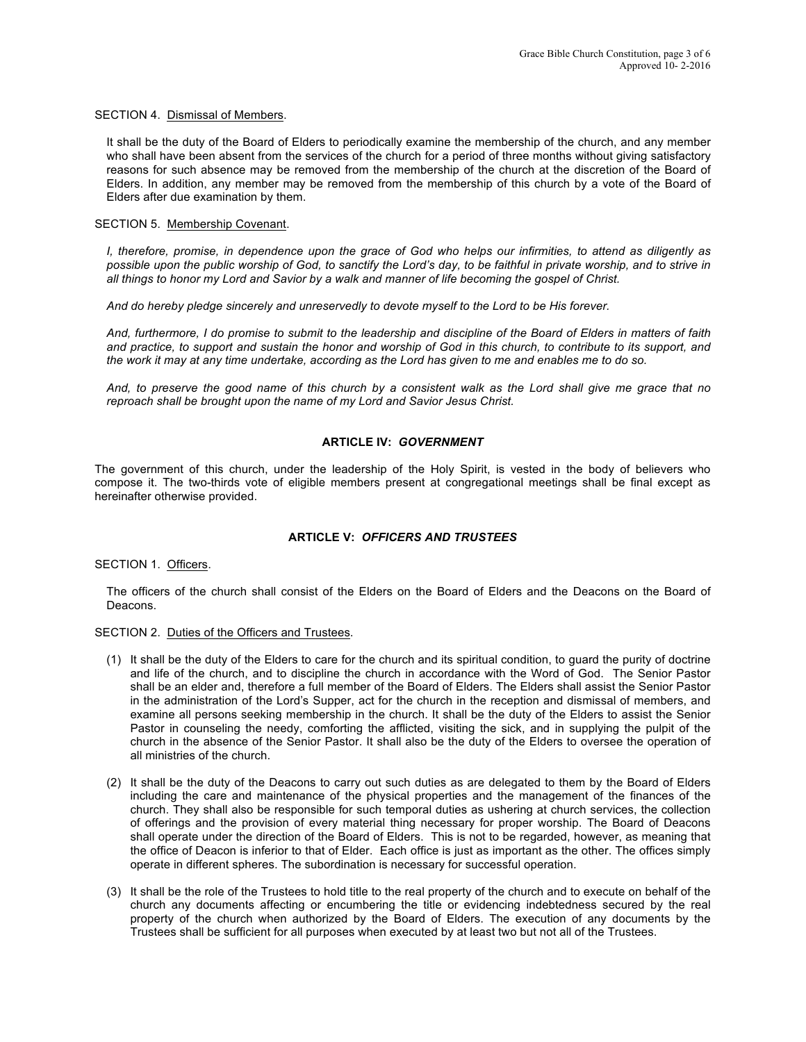SECTION 4. <u>Dismissal of Members</u>.

It shall be the duty of the Board of Elders to periodically examine the membership of the church, and any member who shall have been absent from the services of the church for a period of three months without giving satisfactory reasons for such absence may be removed from the membership of the church at the discretion of the Board of Elders. In addition, any member may be removed from the membership of this church by a vote of the Board of Elders after due examination by them.

SECTION 5. <u>Membership Covenant</u>.

*I, therefore, promise, in dependence upon the grace of God who helps our infirmities, to attend as diligently as possible upon the public worship of God, to sanctify the Lord's day, to be faithful in private worship, and to strive in all things to honor my Lord and Savior by a walk and manner of life becoming the gospel of Christ.*

*And do hereby pledge sincerely and unreservedly to devote myself to the Lord to be His forever.*

*And, furthermore, I do promise to submit to the leadership and discipline of the Board of Elders in matters of faith and practice, to support and sustain the honor and worship of God in this church, to contribute to its support, and the work it may at any time undertake, according as the Lord has given to me and enables me to do so.*

*And, to preserve the good name of this church by a consistent walk as the Lord shall give me grace that no reproach shall be brought upon the name of my Lord and Savior Jesus Christ.*

## ARTICLE IV: *GOVERNMENT*

The government of this church, under the leadership of the Holy Spirit, is vested in the body of believers who compose it. The two-thirds vote of eligible members present at congregational meetings shall be final except as hereinafter otherwise provided.

## ARTICLE V: *OFFICERS AND TRUSTEES*

SECTION 1. <u>Officers</u>.

The officers of the church shall consist of the Elders on the Board of Elders and the Deacons on the Board of Deacons.

SECTION 2. <u>Duties of the Officers and Trustees</u>.

(1) It shall be the duty of the Elders to care for the church and its spiritual condition, to guard the purity of doctrine and life of the church, and to discipline the church in accordance with the Word of God. The Senior Pastor shall be an elder and, therefore a full member of the Board of Elders. The Elders shall assist the Senior Pastor in the administration of the Lord's Supper, act for the church in the reception and dismissal of members, and examine all persons seeking membership in the church. It shall be the duty of the Elders to assist the Senior Pastor in counseling the needy, comforting the afflicted, visiting the sick, and in supplying the pulpit of the church in the absence of the Senior Pastor. It shall also be the duty of the Elders to oversee the operation of all ministries of the church.

(2) It shall be the duty of the Deacons to carry out such duties as are delegated to them by the Board of Elders including the care and maintenance of the physical properties and the management of the finances of the church. They shall also be responsible for such temporal duties as ushering at church services, the collection of offerings and the provision of every material thing necessary for proper worship. The Board of Deacons shall operate under the direction of the Board of Elders. This is not to be regarded, however, as meaning that the office of Deacon is inferior to that of Elder. Each office is just as important as the other. The offices simply operate in different spheres. The subordination is necessary for successful operation.

(3) It shall be the role of the Trustees to hold title to the real property of the church and to execute on behalf of the church any documents affecting or encumbering the title or evidencing indebtedness secured by the real property of the church when authorized by the Board of Elders. The execution of any documents by the Trustees shall be sufficient for all purposes when executed by at least two but not all of the Trustees.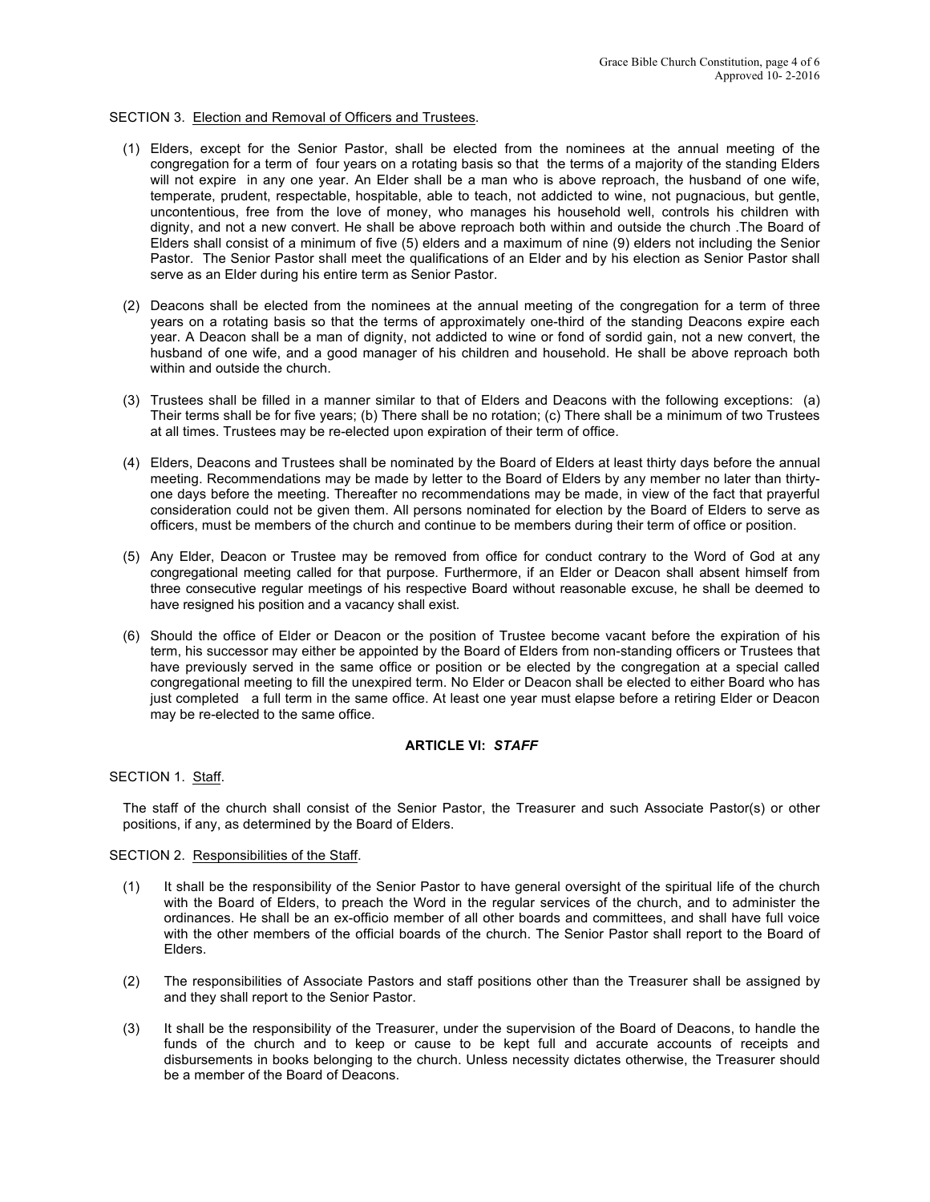SECTION 3. Election and Removal of Officers and Trustees.

(1) Elders, except for the Senior Pastor, shall be elected from the nominees at the annual meeting of the congregation for a term of four years on a rotating basis so that the terms of a majority of the standing Elders will not expire in any one year. An Elder shall be a man who is above reproach, the husband of one wife, temperate, prudent, respectable, hospitable, able to teach, not addicted to wine, not pugnacious, but gentle, uncontentious, free from the love of money, who manages his household well, controls his children with dignity, and not a new convert. He shall be above reproach both within and outside the church .The Board of Elders shall consist of a minimum of five (5) elders and a maximum of nine (9) elders not including the Senior Pastor. The Senior Pastor shall meet the qualifications of an Elder and by his election as Senior Pastor shall serve as an Elder during his entire term as Senior Pastor.

(2) Deacons shall be elected from the nominees at the annual meeting of the congregation for a term of three years on a rotating basis so that the terms of approximately one-third of the standing Deacons expire each year. A Deacon shall be a man of dignity, not addicted to wine or fond of sordid gain, not a new convert, the husband of one wife, and a good manager of his children and household. He shall be above reproach both within and outside the church.

(3) Trustees shall be filled in a manner similar to that of Elders and Deacons with the following exceptions: (a) Their terms shall be for five years; (b) There shall be no rotation; (c) There shall be a minimum of two Trustees at all times. Trustees may be re-elected upon expiration of their term of office.

(4) Elders, Deacons and Trustees shall be nominated by the Board of Elders at least thirty days before the annual meeting. Recommendations may be made by letter to the Board of Elders by any member no later than thirty-one days before the meeting. Thereafter no recommendations may be made, in view of the fact that prayerful consideration could not be given them. All persons nominated for election by the Board of Elders to serve as officers, must be members of the church and continue to be members during their term of office or position.

(5) Any Elder, Deacon or Trustee may be removed from office for conduct contrary to the Word of God at any congregational meeting called for that purpose. Furthermore, if an Elder or Deacon shall absent himself from three consecutive regular meetings of his respective Board without reasonable excuse, he shall be deemed to have resigned his position and a vacancy shall exist.

(6) Should the office of Elder or Deacon or the position of Trustee become vacant before the expiration of his term, his successor may either be appointed by the Board of Elders from non-standing officers or Trustees that have previously served in the same office or position or be elected by the congregation at a special called congregational meeting to fill the unexpired term. No Elder or Deacon shall be elected to either Board who has just completed a full term in the same office. At least one year must elapse before a retiring Elder or Deacon may be re-elected to the same office.

## ARTICLE VI: *STAFF*

SECTION 1. Staff.

The staff of the church shall consist of the Senior Pastor, the Treasurer and such Associate Pastor(s) or other positions, if any, as determined by the Board of Elders.

SECTION 2. Responsibilities of the Staff.

(1) It shall be the responsibility of the Senior Pastor to have general oversight of the spiritual life of the church with the Board of Elders, to preach the Word in the regular services of the church, and to administer the ordinances. He shall be an ex-officio member of all other boards and committees, and shall have full voice with the other members of the official boards of the church. The Senior Pastor shall report to the Board of Elders.

(2) The responsibilities of Associate Pastors and staff positions other than the Treasurer shall be assigned by and they shall report to the Senior Pastor.

(3) It shall be the responsibility of the Treasurer, under the supervision of the Board of Deacons, to handle the funds of the church and to keep or cause to be kept full and accurate accounts of receipts and disbursements in books belonging to the church. Unless necessity dictates otherwise, the Treasurer should be a member of the Board of Deacons.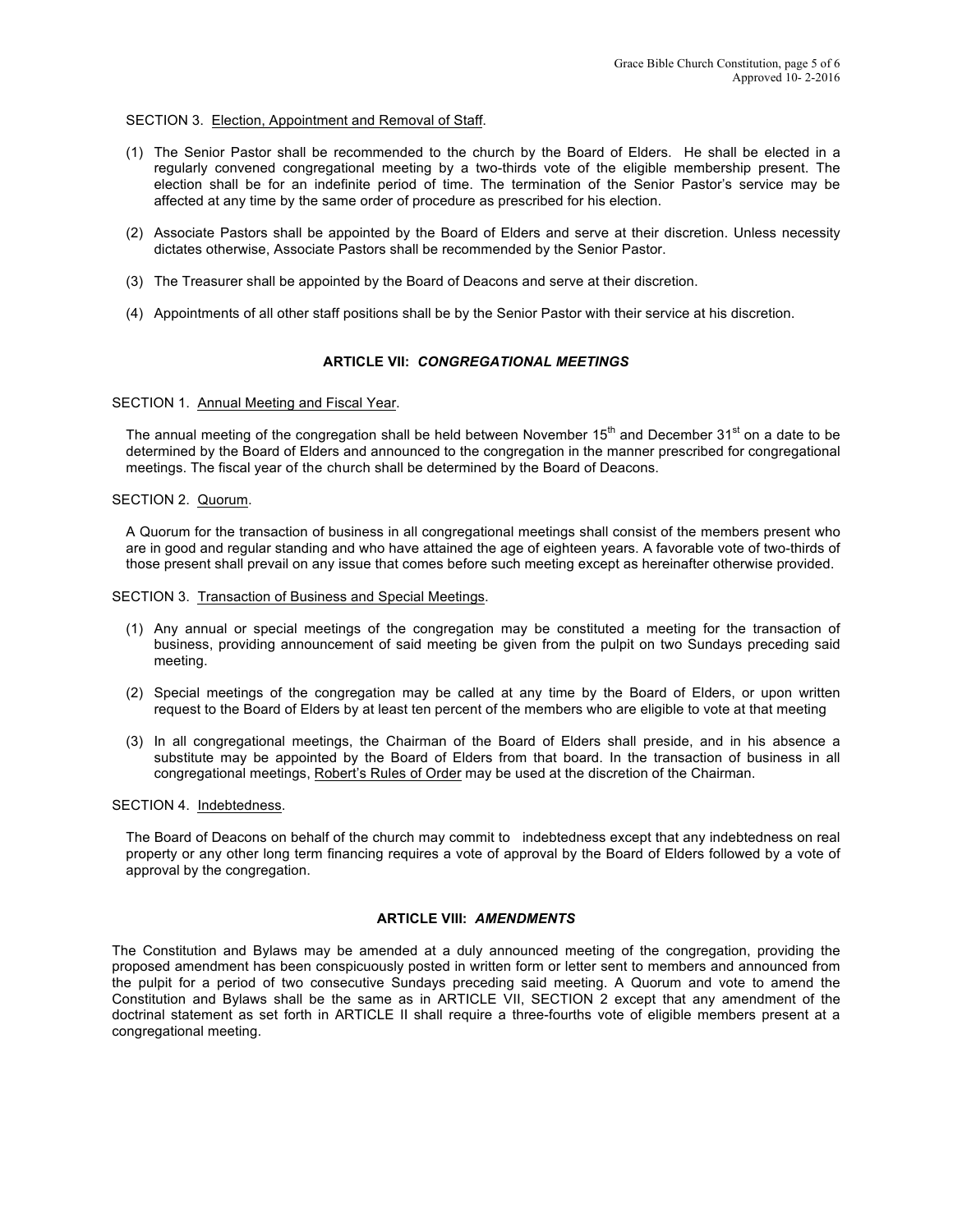SECTION 3. Election, Appointment and Removal of Staff.

(1) The Senior Pastor shall be recommended to the church by the Board of Elders. He shall be elected in a regularly convened congregational meeting by a two-thirds vote of the eligible membership present. The election shall be for an indefinite period of time. The termination of the Senior Pastor's service may be affected at any time by the same order of procedure as prescribed for his election.

(2) Associate Pastors shall be appointed by the Board of Elders and serve at their discretion. Unless necessity dictates otherwise, Associate Pastors shall be recommended by the Senior Pastor.

(3) The Treasurer shall be appointed by the Board of Deacons and serve at their discretion.

(4) Appointments of all other staff positions shall be by the Senior Pastor with their service at his discretion.

## ARTICLE VII: *CONGREGATIONAL MEETINGS*

SECTION 1. Annual Meeting and Fiscal Year.

The annual meeting of the congregation shall be held between November 15th and December 31st on a date to be determined by the Board of Elders and announced to the congregation in the manner prescribed for congregational meetings. The fiscal year of the church shall be determined by the Board of Deacons.

SECTION 2. Quorum.

A Quorum for the transaction of business in all congregational meetings shall consist of the members present who are in good and regular standing and who have attained the age of eighteen years. A favorable vote of two-thirds of those present shall prevail on any issue that comes before such meeting except as hereinafter otherwise provided.

SECTION 3. Transaction of Business and Special Meetings.

(1) Any annual or special meetings of the congregation may be constituted a meeting for the transaction of business, providing announcement of said meeting be given from the pulpit on two Sundays preceding said meeting.

(2) Special meetings of the congregation may be called at any time by the Board of Elders, or upon written request to the Board of Elders by at least ten percent of the members who are eligible to vote at that meeting

(3) In all congregational meetings, the Chairman of the Board of Elders shall preside, and in his absence a substitute may be appointed by the Board of Elders from that board. In the transaction of business in all congregational meetings, Robert's Rules of Order may be used at the discretion of the Chairman.

SECTION 4. Indebtedness.

The Board of Deacons on behalf of the church may commit to indebtedness except that any indebtedness on real property or any other long term financing requires a vote of approval by the Board of Elders followed by a vote of approval by the congregation.

## ARTICLE VIII: *AMENDMENTS*

The Constitution and Bylaws may be amended at a duly announced meeting of the congregation, providing the proposed amendment has been conspicuously posted in written form or letter sent to members and announced from the pulpit for a period of two consecutive Sundays preceding said meeting. A Quorum and vote to amend the Constitution and Bylaws shall be the same as in ARTICLE VII, SECTION 2 except that any amendment of the doctrinal statement as set forth in ARTICLE II shall require a three-fourths vote of eligible members present at a congregational meeting.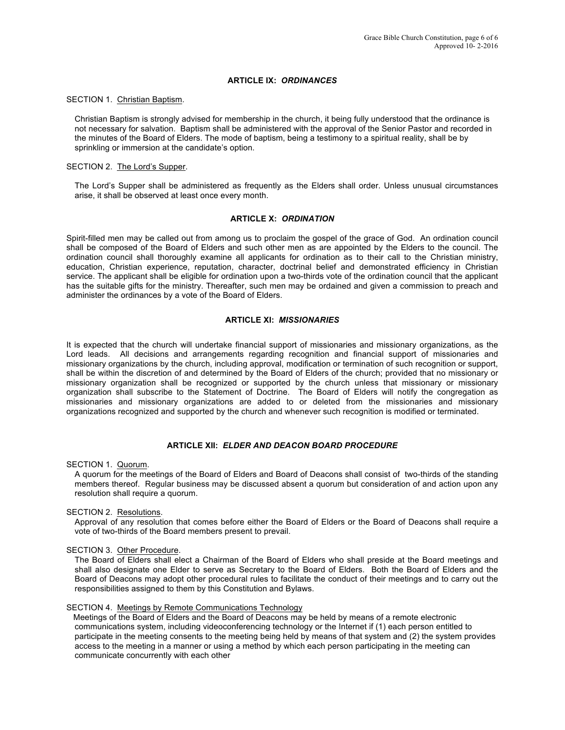## ARTICLE IX: *ORDINANCES*

SECTION 1. Christian Baptism.

Christian Baptism is strongly advised for membership in the church, it being fully understood that the ordinance is not necessary for salvation. Baptism shall be administered with the approval of the Senior Pastor and recorded in the minutes of the Board of Elders. The mode of baptism, being a testimony to a spiritual reality, shall be by sprinkling or immersion at the candidate's option.

SECTION 2. The Lord's Supper.

The Lord's Supper shall be administered as frequently as the Elders shall order. Unless unusual circumstances arise, it shall be observed at least once every month.

## ARTICLE X: *ORDINATION*

Spirit-filled men may be called out from among us to proclaim the gospel of the grace of God. An ordination council shall be composed of the Board of Elders and such other men as are appointed by the Elders to the council. The ordination council shall thoroughly examine all applicants for ordination as to their call to the Christian ministry, education, Christian experience, reputation, character, doctrinal belief and demonstrated efficiency in Christian service. The applicant shall be eligible for ordination upon a two-thirds vote of the ordination council that the applicant has the suitable gifts for the ministry. Thereafter, such men may be ordained and given a commission to preach and administer the ordinances by a vote of the Board of Elders.

## ARTICLE XI: *MISSIONARIES*

It is expected that the church will undertake financial support of missionaries and missionary organizations, as the Lord leads. All decisions and arrangements regarding recognition and financial support of missionaries and missionary organizations by the church, including approval, modification or termination of such recognition or support, shall be within the discretion of and determined by the Board of Elders of the church; provided that no missionary or missionary organization shall be recognized or supported by the church unless that missionary or missionary organization shall subscribe to the Statement of Doctrine. The Board of Elders will notify the congregation as missionaries and missionary organizations are added to or deleted from the missionaries and missionary organizations recognized and supported by the church and whenever such recognition is modified or terminated.

## ARTICLE XII: *ELDER AND DEACON BOARD PROCEDURE*

SECTION 1. Quorum.

A quorum for the meetings of the Board of Elders and Board of Deacons shall consist of two-thirds of the standing members thereof. Regular business may be discussed absent a quorum but consideration of and action upon any resolution shall require a quorum.

SECTION 2. Resolutions.

Approval of any resolution that comes before either the Board of Elders or the Board of Deacons shall require a vote of two-thirds of the Board members present to prevail.

SECTION 3. Other Procedure.

The Board of Elders shall elect a Chairman of the Board of Elders who shall preside at the Board meetings and shall also designate one Elder to serve as Secretary to the Board of Elders. Both the Board of Elders and the Board of Deacons may adopt other procedural rules to facilitate the conduct of their meetings and to carry out the responsibilities assigned to them by this Constitution and Bylaws.

SECTION 4. Meetings by Remote Communications Technology

Meetings of the Board of Elders and the Board of Deacons may be held by means of a remote electronic communications system, including videoconferencing technology or the Internet if (1) each person entitled to participate in the meeting consents to the meeting being held by means of that system and (2) the system provides access to the meeting in a manner or using a method by which each person participating in the meeting can communicate concurrently with each other